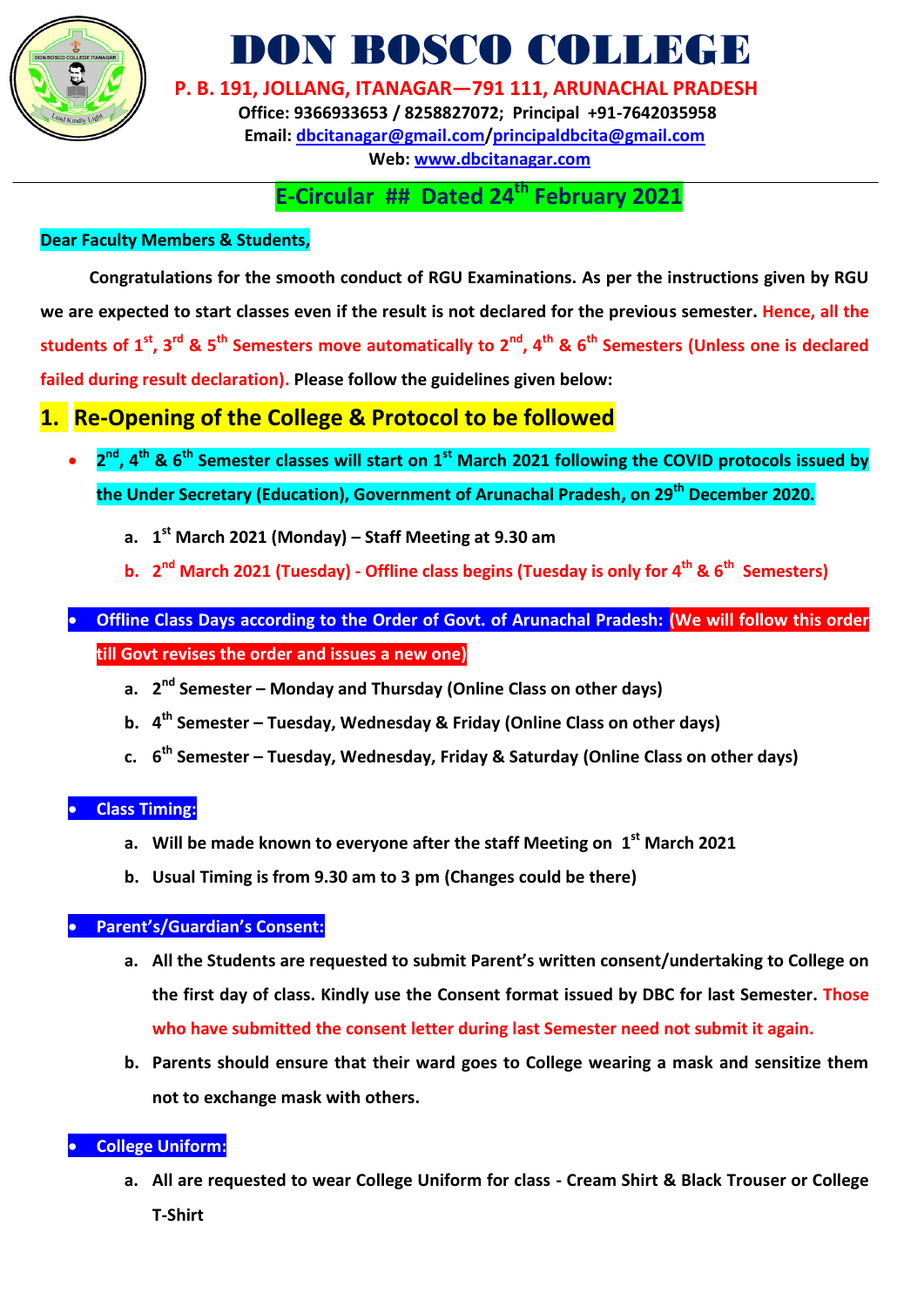# DON BOSCO COLLEGE

**P. B. 191, JOLLANG, ITANAGAR—791 111, ARUNACHAL PRADESH**

**Office: 9366933653 / 8258827072; Principal +91-7642035958**

**Email: dbcitanagar@gmail.com/principaldbcita@gmail.com**

**Web: www.dbcitanagar.com**

## E-Circular ## Dated 24th February 2021

**Dear Faculty Members & Students,**

**Congratulations for the smooth conduct of RGU Examinations. As per the instructions given by RGU we are expected to start classes even if the result is not declared for the previous semester. Hence, all the students of 1st, 3rd & 5th Semesters move automatically to 2nd, 4th & 6th Semesters (Unless one is declared failed during result declaration). Please follow the guidelines given below:**

## 1. Re-Opening of the College & Protocol to be followed

- **2nd, 4th & 6th Semester classes will start on 1st March 2021 following the COVID protocols issued by the Under Secretary (Education), Government of Arunachal Pradesh, on 29th December 2020.**
    a. **1st March 2021 (Monday) – Staff Meeting at 9.30 am**
    b. **2nd March 2021 (Tuesday) - Offline class begins (Tuesday is only for 4th & 6th Semesters)**

- **Offline Class Days according to the Order of Govt. of Arunachal Pradesh: (We will follow this order till Govt revises the order and issues a new one)**
    a. **2nd Semester – Monday and Thursday (Online Class on other days)**
    b. **4th Semester – Tuesday, Wednesday & Friday (Online Class on other days)**
    c. **6th Semester – Tuesday, Wednesday, Friday & Saturday (Online Class on other days)**

- **Class Timing:**
    a. **Will be made known to everyone after the staff Meeting on 1st March 2021**
    b. **Usual Timing is from 9.30 am to 3 pm (Changes could be there)**

- **Parent's/Guardian's Consent:**
    a. **All the Students are requested to submit Parent's written consent/undertaking to College on the first day of class. Kindly use the Consent format issued by DBC for last Semester. Those who have submitted the consent letter during last Semester need not submit it again.**
    b. **Parents should ensure that their ward goes to College wearing a mask and sensitize them not to exchange mask with others.**

- **College Uniform:**
    a. **All are requested to wear College Uniform for class - Cream Shirt & Black Trouser or College T-Shirt**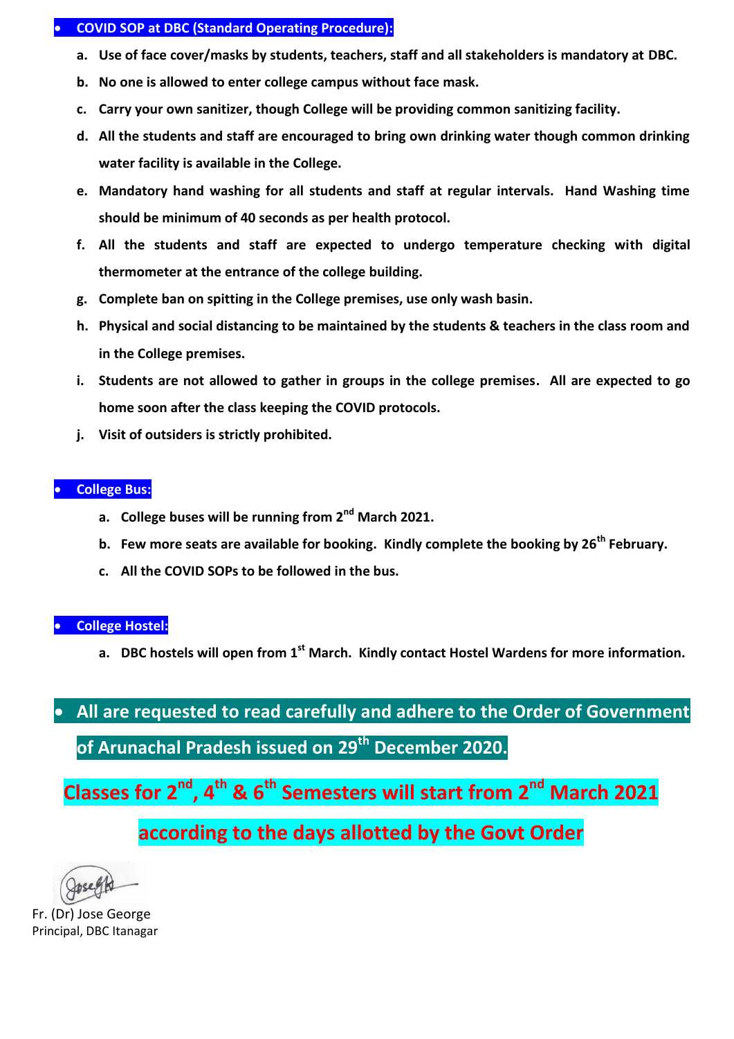- **COVID SOP at DBC (Standard Operating Procedure):**
  a. **Use of face cover/masks by students, teachers, staff and all stakeholders is mandatory at DBC.**
  b. **No one is allowed to enter college campus without face mask.**
  c. **Carry your own sanitizer, though College will be providing common sanitizing facility.**
  d. **All the students and staff are encouraged to bring own drinking water though common drinking water facility is available in the College.**
  e. **Mandatory hand washing for all students and staff at regular intervals. Hand Washing time should be minimum of 40 seconds as per health protocol.**
  f. **All the students and staff are expected to undergo temperature checking with digital thermometer at the entrance of the college building.**
  g. **Complete ban on spitting in the College premises, use only wash basin.**
  h. **Physical and social distancing to be maintained by the students & teachers in the class room and in the College premises.**
  i. **Students are not allowed to gather in groups in the college premises. All are expected to go home soon after the class keeping the COVID protocols.**
  j. **Visit of outsiders is strictly prohibited.**

- **College Bus:**
  a. **College buses will be running from 2nd March 2021.**
  b. **Few more seats are available for booking. Kindly complete the booking by 26th February.**
  c. **All the COVID SOPs to be followed in the bus.**

- **College Hostel:**
  a. **DBC hostels will open from 1st March. Kindly contact Hostel Wardens for more information.**

- **All are requested to read carefully and adhere to the Order of Government of Arunachal Pradesh issued on 29th December 2020.**

**Classes for 2nd, 4th & 6th Semesters will start from 2nd March 2021 according to the days allotted by the Govt Order**

Fr. (Dr) Jose George
Principal, DBC Itanagar